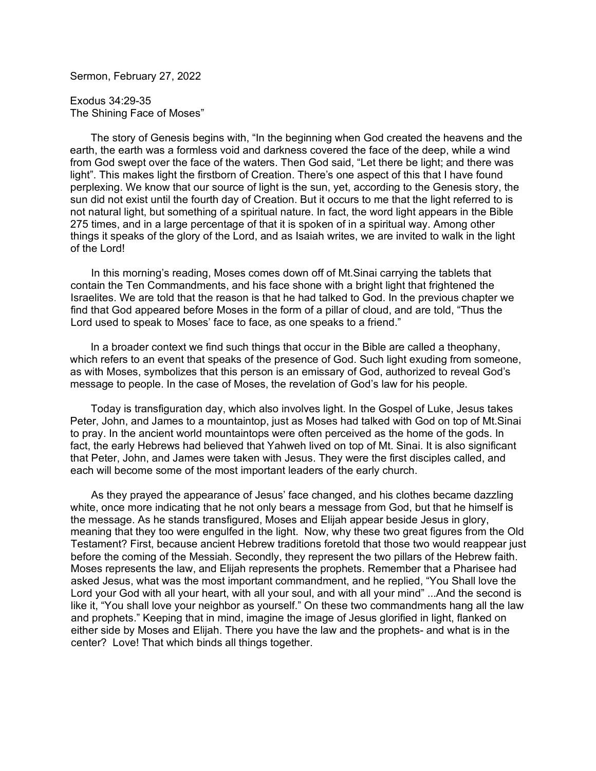Sermon, February 27, 2022

Exodus 34:29-35
The Shining Face of Moses"

The story of Genesis begins with, "In the beginning when God created the heavens and the earth, the earth was a formless void and darkness covered the face of the deep, while a wind from God swept over the face of the waters. Then God said, "Let there be light; and there was light". This makes light the firstborn of Creation. There's one aspect of this that I have found perplexing. We know that our source of light is the sun, yet, according to the Genesis story, the sun did not exist until the fourth day of Creation. But it occurs to me that the light referred to is not natural light, but something of a spiritual nature. In fact, the word light appears in the Bible 275 times, and in a large percentage of that it is spoken of in a spiritual way. Among other things it speaks of the glory of the Lord, and as Isaiah writes, we are invited to walk in the light of the Lord!

In this morning's reading, Moses comes down off of Mt.Sinai carrying the tablets that contain the Ten Commandments, and his face shone with a bright light that frightened the Israelites. We are told that the reason is that he had talked to God. In the previous chapter we find that God appeared before Moses in the form of a pillar of cloud, and are told, "Thus the Lord used to speak to Moses' face to face, as one speaks to a friend."

In a broader context we find such things that occur in the Bible are called a theophany, which refers to an event that speaks of the presence of God. Such light exuding from someone, as with Moses, symbolizes that this person is an emissary of God, authorized to reveal God's message to people. In the case of Moses, the revelation of God's law for his people.

Today is transfiguration day, which also involves light. In the Gospel of Luke, Jesus takes Peter, John, and James to a mountaintop, just as Moses had talked with God on top of Mt.Sinai to pray. In the ancient world mountaintops were often perceived as the home of the gods. In fact, the early Hebrews had believed that Yahweh lived on top of Mt. Sinai. It is also significant that Peter, John, and James were taken with Jesus. They were the first disciples called, and each will become some of the most important leaders of the early church.

As they prayed the appearance of Jesus' face changed, and his clothes became dazzling white, once more indicating that he not only bears a message from God, but that he himself is the message. As he stands transfigured, Moses and Elijah appear beside Jesus in glory, meaning that they too were engulfed in the light. Now, why these two great figures from the Old Testament? First, because ancient Hebrew traditions foretold that those two would reappear just before the coming of the Messiah. Secondly, they represent the two pillars of the Hebrew faith. Moses represents the law, and Elijah represents the prophets. Remember that a Pharisee had asked Jesus, what was the most important commandment, and he replied, "You Shall love the Lord your God with all your heart, with all your soul, and with all your mind" ...And the second is like it, "You shall love your neighbor as yourself." On these two commandments hang all the law and prophets." Keeping that in mind, imagine the image of Jesus glorified in light, flanked on either side by Moses and Elijah. There you have the law and the prophets- and what is in the center? Love! That which binds all things together.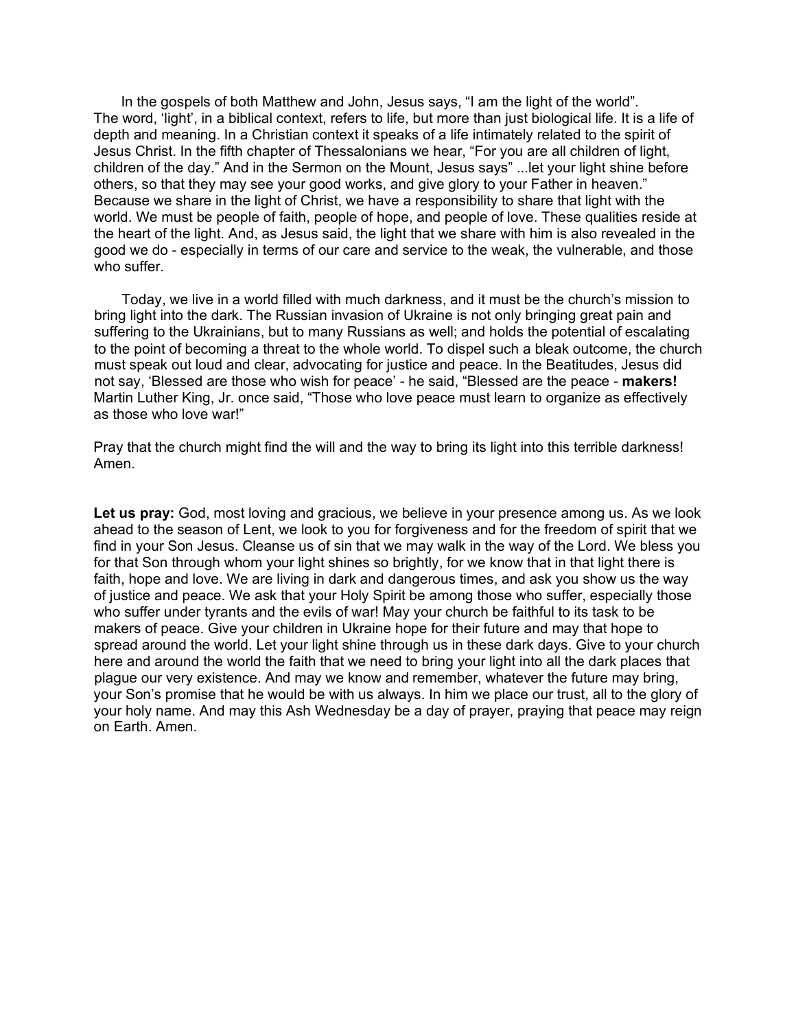In the gospels of both Matthew and John, Jesus says, “I am the light of the world”. The word, ‘light’, in a biblical context, refers to life, but more than just biological life. It is a life of depth and meaning. In a Christian context it speaks of a life intimately related to the spirit of Jesus Christ. In the fifth chapter of Thessalonians we hear, “For you are all children of light, children of the day.” And in the Sermon on the Mount, Jesus says” ...let your light shine before others, so that they may see your good works, and give glory to your Father in heaven.” Because we share in the light of Christ, we have a responsibility to share that light with the world. We must be people of faith, people of hope, and people of love. These qualities reside at the heart of the light. And, as Jesus said, the light that we share with him is also revealed in the good we do - especially in terms of our care and service to the weak, the vulnerable, and those who suffer.

Today, we live in a world filled with much darkness, and it must be the church’s mission to bring light into the dark. The Russian invasion of Ukraine is not only bringing great pain and suffering to the Ukrainians, but to many Russians as well; and holds the potential of escalating to the point of becoming a threat to the whole world. To dispel such a bleak outcome, the church must speak out loud and clear, advocating for justice and peace. In the Beatitudes, Jesus did not say, ‘Blessed are those who wish for peace’ - he said, “Blessed are the peace - **makers!** Martin Luther King, Jr. once said, “Those who love peace must learn to organize as effectively as those who love war!”

Pray that the church might find the will and the way to bring its light into this terrible darkness! Amen.

**Let us pray:** God, most loving and gracious, we believe in your presence among us. As we look ahead to the season of Lent, we look to you for forgiveness and for the freedom of spirit that we find in your Son Jesus. Cleanse us of sin that we may walk in the way of the Lord. We bless you for that Son through whom your light shines so brightly, for we know that in that light there is faith, hope and love. We are living in dark and dangerous times, and ask you show us the way of justice and peace. We ask that your Holy Spirit be among those who suffer, especially those who suffer under tyrants and the evils of war! May your church be faithful to its task to be makers of peace. Give your children in Ukraine hope for their future and may that hope to spread around the world. Let your light shine through us in these dark days. Give to your church here and around the world the faith that we need to bring your light into all the dark places that plague our very existence. And may we know and remember, whatever the future may bring, your Son’s promise that he would be with us always. In him we place our trust, all to the glory of your holy name. And may this Ash Wednesday be a day of prayer, praying that peace may reign on Earth. Amen.